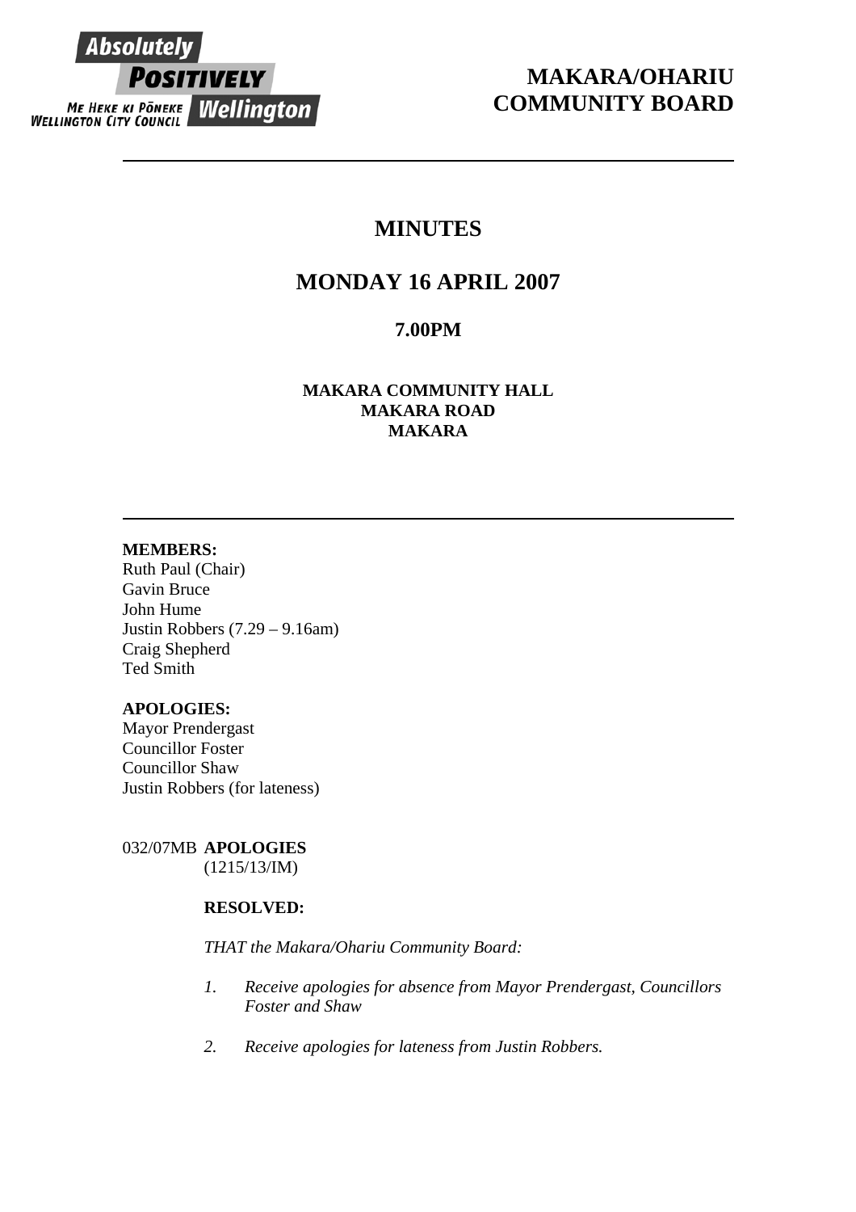Absolutely POSITIVELY Wellington
ME HEKE KI PŌNEKE
WELLINGTON CITY COUNCIL

# MAKARA/OHARIU COMMUNITY BOARD

---

# MINUTES

## MONDAY 16 APRIL 2007

### 7.00PM

**MAKARA COMMUNITY HALL**
**MAKARA ROAD**
**MAKARA**

---

**MEMBERS:**
Ruth Paul (Chair)
Gavin Bruce
John Hume
Justin Robbers (7.29 – 9.16am)
Craig Shepherd
Ted Smith

**APOLOGIES:**
Mayor Prendergast
Councillor Foster
Councillor Shaw
Justin Robbers (for lateness)

032/07MB **APOLOGIES**
(1215/13/IM)

**RESOLVED:**

*THAT the Makara/Ohariu Community Board:*

1. *Receive apologies for absence from Mayor Prendergast, Councillors Foster and Shaw*

2. *Receive apologies for lateness from Justin Robbers.*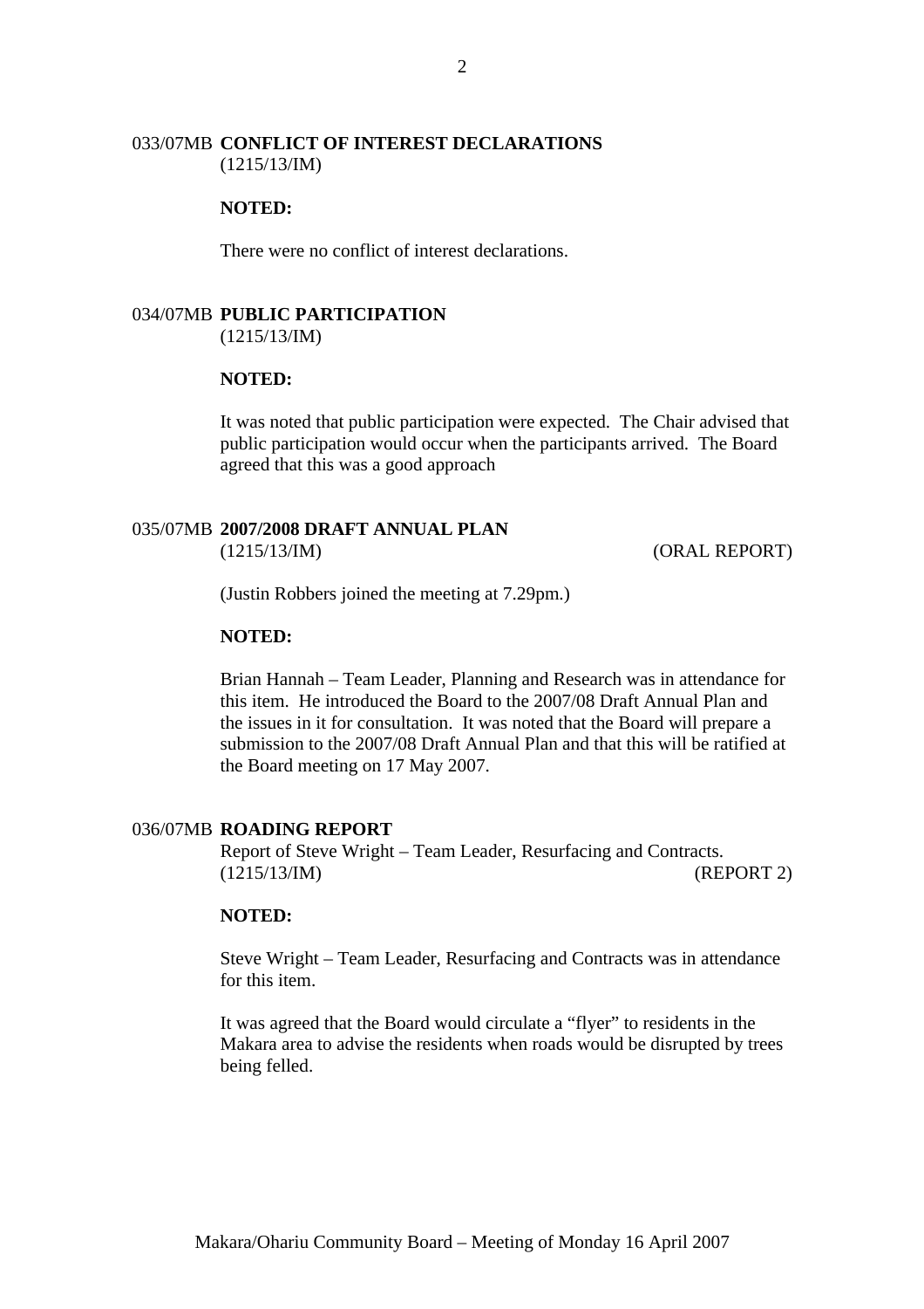## 033/07MB CONFLICT OF INTEREST DECLARATIONS

(1215/13/IM)

**NOTED:**

There were no conflict of interest declarations.

## 034/07MB PUBLIC PARTICIPATION

(1215/13/IM)

**NOTED:**

It was noted that public participation were expected. The Chair advised that public participation would occur when the participants arrived. The Board agreed that this was a good approach

## 035/07MB 2007/2008 DRAFT ANNUAL PLAN

(1215/13/IM) (ORAL REPORT)

(Justin Robbers joined the meeting at 7.29pm.)

**NOTED:**

Brian Hannah – Team Leader, Planning and Research was in attendance for this item. He introduced the Board to the 2007/08 Draft Annual Plan and the issues in it for consultation. It was noted that the Board will prepare a submission to the 2007/08 Draft Annual Plan and that this will be ratified at the Board meeting on 17 May 2007.

## 036/07MB ROADING REPORT

Report of Steve Wright – Team Leader, Resurfacing and Contracts.
(1215/13/IM) (REPORT 2)

**NOTED:**

Steve Wright – Team Leader, Resurfacing and Contracts was in attendance for this item.

It was agreed that the Board would circulate a “flyer” to residents in the Makara area to advise the residents when roads would be disrupted by trees being felled.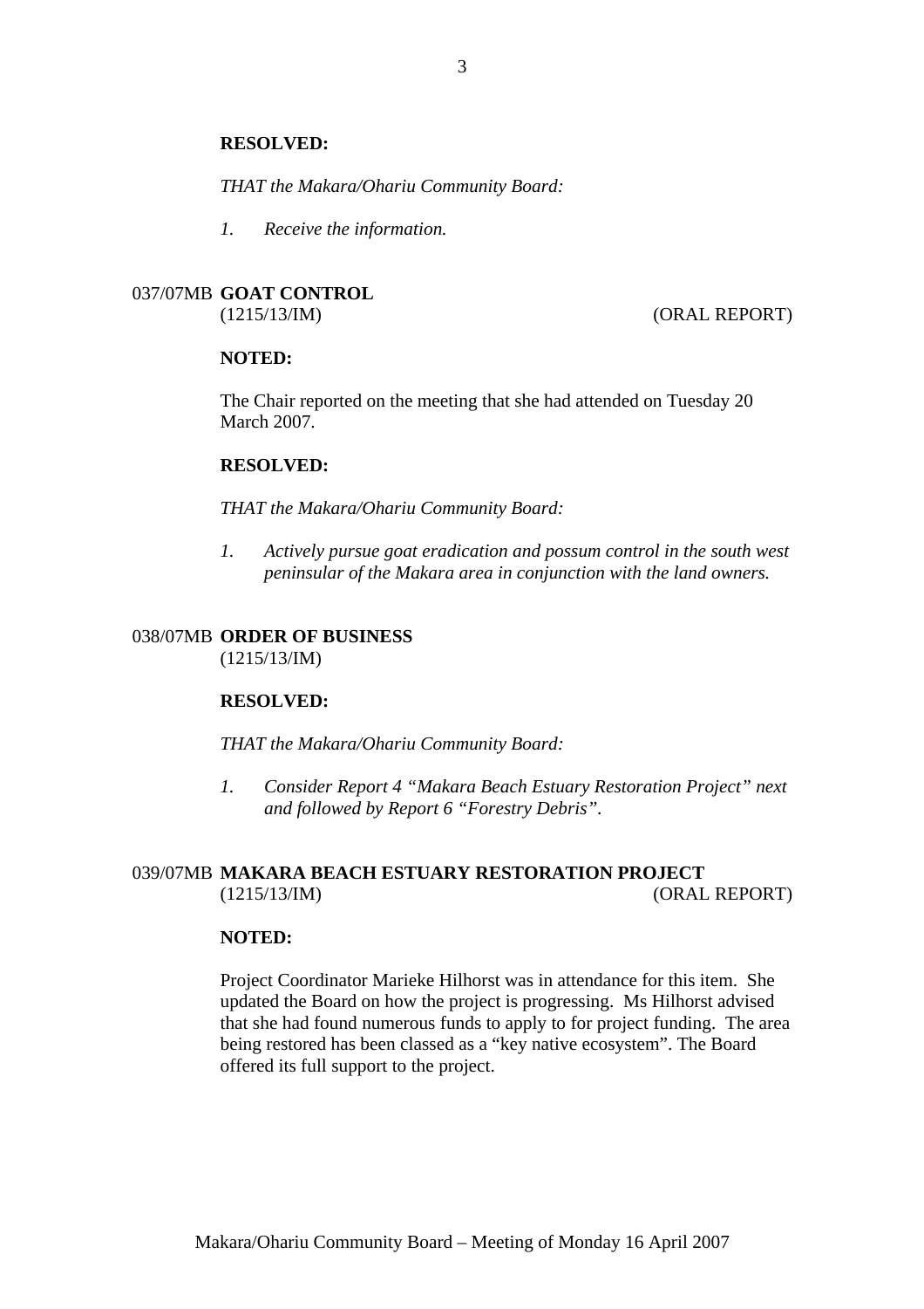**RESOLVED:**

*THAT the Makara/Ohariu Community Board:*

*1. Receive the information.*

037/07MB **GOAT CONTROL**
(1215/13/IM) (ORAL REPORT)

**NOTED:**

The Chair reported on the meeting that she had attended on Tuesday 20 March 2007.

**RESOLVED:**

*THAT the Makara/Ohariu Community Board:*

*1. Actively pursue goat eradication and possum control in the south west peninsular of the Makara area in conjunction with the land owners.*

038/07MB **ORDER OF BUSINESS**
(1215/13/IM)

**RESOLVED:**

*THAT the Makara/Ohariu Community Board:*

*1. Consider Report 4 "Makara Beach Estuary Restoration Project" next and followed by Report 6 "Forestry Debris".*

039/07MB **MAKARA BEACH ESTUARY RESTORATION PROJECT**
(1215/13/IM) (ORAL REPORT)

**NOTED:**

Project Coordinator Marieke Hilhorst was in attendance for this item. She updated the Board on how the project is progressing. Ms Hilhorst advised that she had found numerous funds to apply to for project funding. The area being restored has been classed as a "key native ecosystem". The Board offered its full support to the project.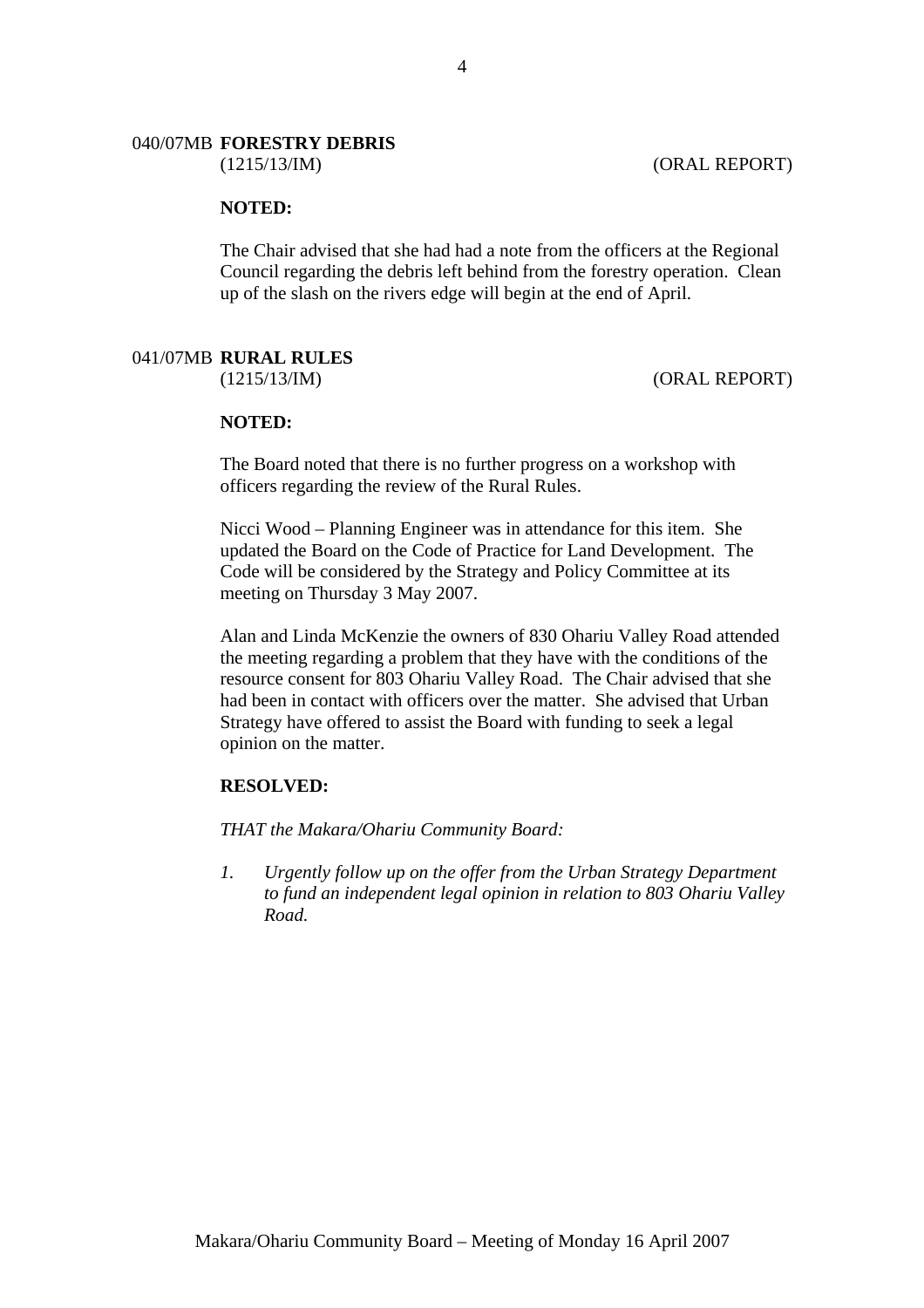### 040/07MB FORESTRY DEBRIS

(1215/13/IM) (ORAL REPORT)

**NOTED:**

The Chair advised that she had had a note from the officers at the Regional Council regarding the debris left behind from the forestry operation. Clean up of the slash on the rivers edge will begin at the end of April.

### 041/07MB RURAL RULES

(1215/13/IM) (ORAL REPORT)

**NOTED:**

The Board noted that there is no further progress on a workshop with officers regarding the review of the Rural Rules.

Nicci Wood – Planning Engineer was in attendance for this item. She updated the Board on the Code of Practice for Land Development. The Code will be considered by the Strategy and Policy Committee at its meeting on Thursday 3 May 2007.

Alan and Linda McKenzie the owners of 830 Ohariu Valley Road attended the meeting regarding a problem that they have with the conditions of the resource consent for 803 Ohariu Valley Road. The Chair advised that she had been in contact with officers over the matter. She advised that Urban Strategy have offered to assist the Board with funding to seek a legal opinion on the matter.

**RESOLVED:**

*THAT the Makara/Ohariu Community Board:*

1. *Urgently follow up on the offer from the Urban Strategy Department to fund an independent legal opinion in relation to 803 Ohariu Valley Road.*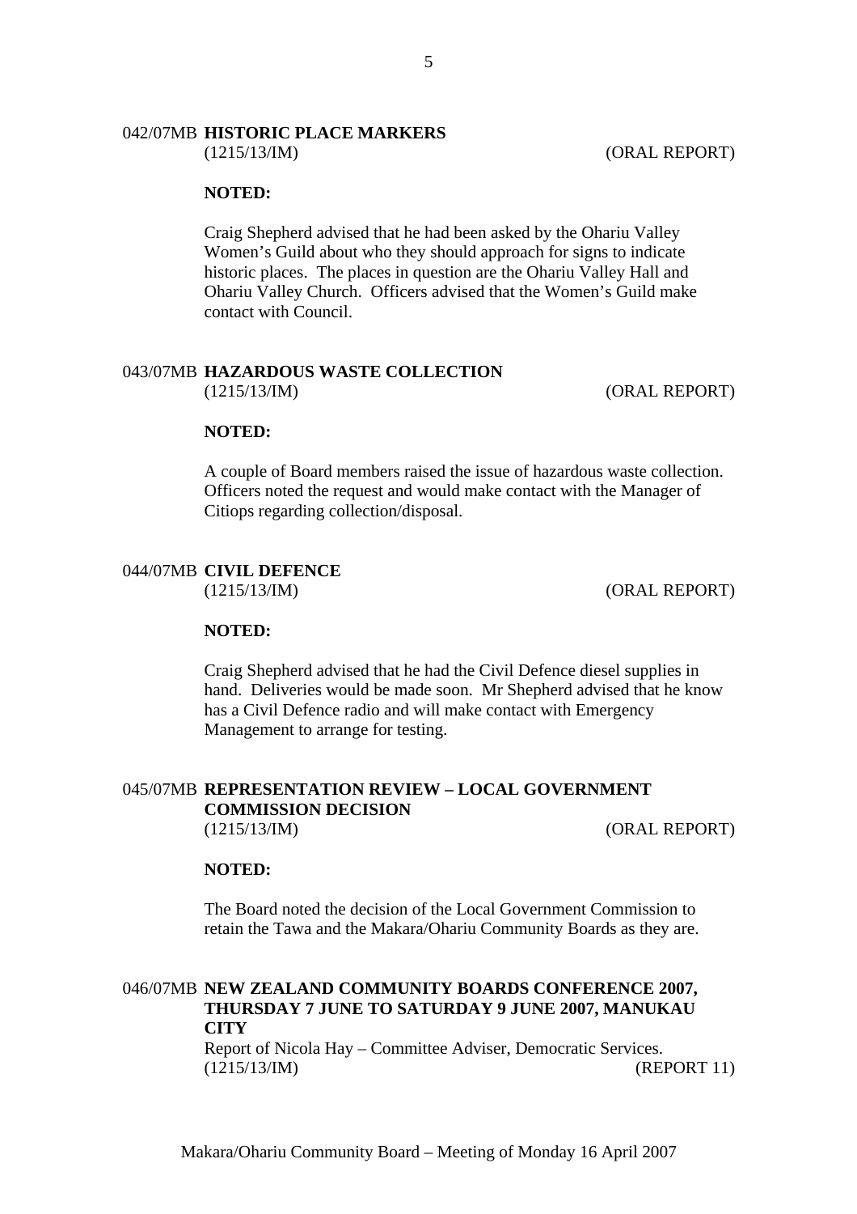## 042/07MB HISTORIC PLACE MARKERS

(1215/13/IM) (ORAL REPORT)

**NOTED:**

Craig Shepherd advised that he had been asked by the Ohariu Valley Women's Guild about who they should approach for signs to indicate historic places. The places in question are the Ohariu Valley Hall and Ohariu Valley Church. Officers advised that the Women's Guild make contact with Council.

## 043/07MB HAZARDOUS WASTE COLLECTION

(1215/13/IM) (ORAL REPORT)

**NOTED:**

A couple of Board members raised the issue of hazardous waste collection. Officers noted the request and would make contact with the Manager of Citiops regarding collection/disposal.

## 044/07MB CIVIL DEFENCE

(1215/13/IM) (ORAL REPORT)

**NOTED:**

Craig Shepherd advised that he had the Civil Defence diesel supplies in hand. Deliveries would be made soon. Mr Shepherd advised that he know has a Civil Defence radio and will make contact with Emergency Management to arrange for testing.

## 045/07MB REPRESENTATION REVIEW – LOCAL GOVERNMENT COMMISSION DECISION

(1215/13/IM) (ORAL REPORT)

**NOTED:**

The Board noted the decision of the Local Government Commission to retain the Tawa and the Makara/Ohariu Community Boards as they are.

## 046/07MB NEW ZEALAND COMMUNITY BOARDS CONFERENCE 2007, THURSDAY 7 JUNE TO SATURDAY 9 JUNE 2007, MANUKAU CITY

Report of Nicola Hay – Committee Adviser, Democratic Services.

(1215/13/IM) (REPORT 11)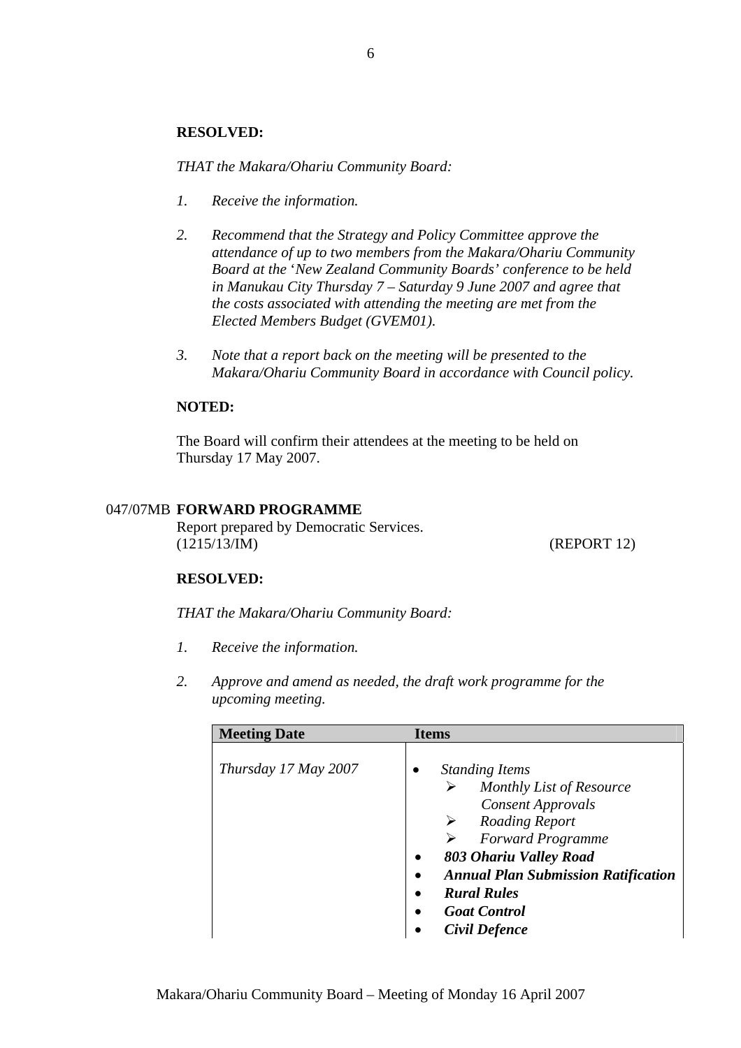**RESOLVED:**

*THAT the Makara/Ohariu Community Board:*

1. *Receive the information.*

2. *Recommend that the Strategy and Policy Committee approve the attendance of up to two members from the Makara/Ohariu Community Board at the 'New Zealand Community Boards' conference to be held in Manukau City Thursday 7 – Saturday 9 June 2007 and agree that the costs associated with attending the meeting are met from the Elected Members Budget (GVEM01).*

3. *Note that a report back on the meeting will be presented to the Makara/Ohariu Community Board in accordance with Council policy.*

**NOTED:**

The Board will confirm their attendees at the meeting to be held on Thursday 17 May 2007.

047/07MB **FORWARD PROGRAMME**
Report prepared by Democratic Services.
(1215/13/IM) (REPORT 12)

**RESOLVED:**

*THAT the Makara/Ohariu Community Board:*

1. *Receive the information.*

2. *Approve and amend as needed, the draft work programme for the upcoming meeting.*

| Meeting Date | Items |
|---|---|
| *Thursday 17 May 2007* | • *Standing Items*<br>➢ *Monthly List of Resource Consent Approvals*<br>➢ *Roading Report*<br>➢ *Forward Programme*<br>• ***803 Ohariu Valley Road***<br>• ***Annual Plan Submission Ratification***<br>• ***Rural Rules***<br>• ***Goat Control***<br>• ***Civil Defence*** |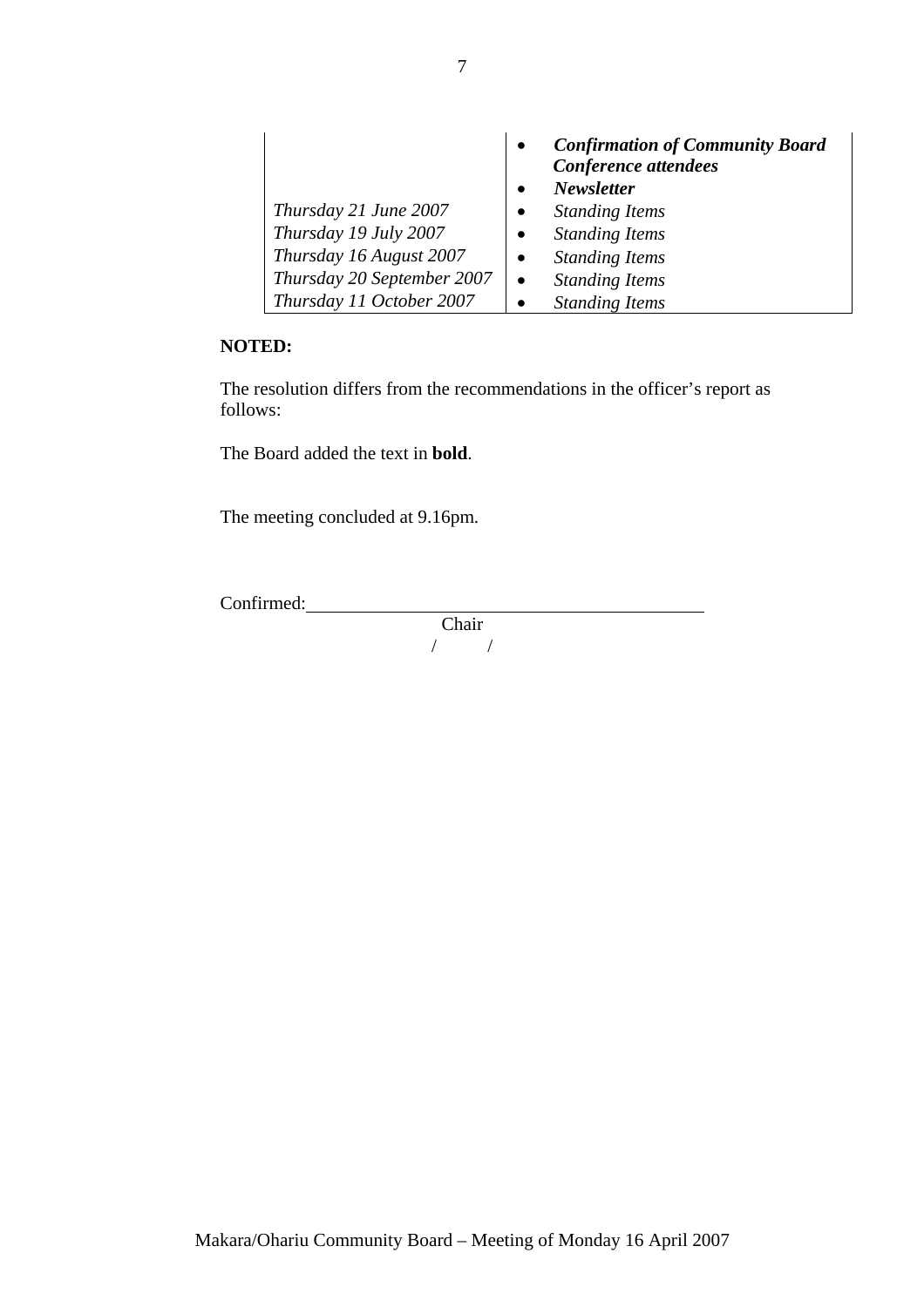| | |
|---|---|
| | • ***Confirmation of Community Board Conference attendees*** <br> • ***Newsletter*** |
| *Thursday 21 June 2007* | • *Standing Items* |
| *Thursday 19 July 2007* | • *Standing Items* |
| *Thursday 16 August 2007* | • *Standing Items* |
| *Thursday 20 September 2007* | • *Standing Items* |
| *Thursday 11 October 2007* | • *Standing Items* |

**NOTED:**

The resolution differs from the recommendations in the officer's report as follows:

The Board added the text in **bold**.

The meeting concluded at 9.16pm.

Confirmed:\_\_\_\_\_\_\_\_\_\_\_\_\_\_\_\_\_\_\_\_\_\_\_\_\_\_\_\_\_\_\_\_\_\_\_\_\_\_\_\_\_\_\_\_

Chair

/ /

Makara/Ohariu Community Board – Meeting of Monday 16 April 2007